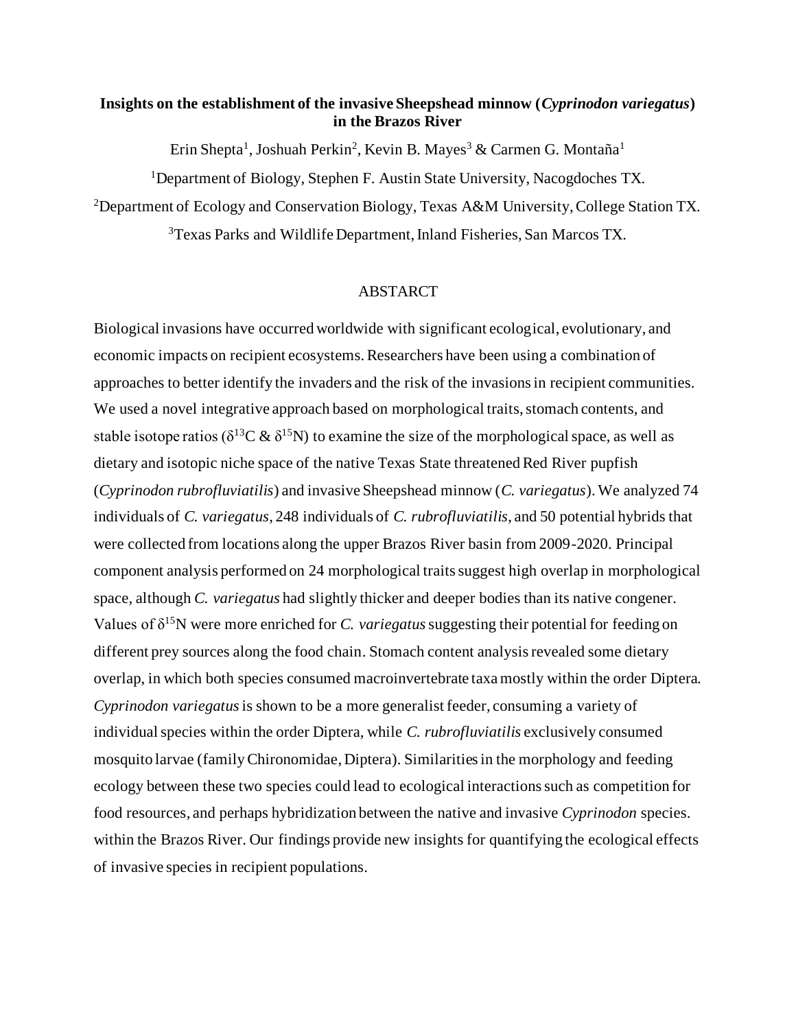# Insights on the establishment of the invasive Sheepshead minnow (*Cyprinodon variegatus*) in the Brazos River

Erin Shepta[1], Joshuah Perkin[2], Kevin B. Mayes[3] & Carmen G. Montaña[1]

[1]Department of Biology, Stephen F. Austin State University, Nacogdoches TX.

[2]Department of Ecology and Conservation Biology, Texas A&M University, College Station TX.

[3]Texas Parks and Wildlife Department, Inland Fisheries, San Marcos TX.

## ABSTARCT

Biological invasions have occurred worldwide with significant ecological, evolutionary, and economic impacts on recipient ecosystems. Researchers have been using a combination of approaches to better identify the invaders and the risk of the invasions in recipient communities. We used a novel integrative approach based on morphological traits, stomach contents, and stable isotope ratios ($\delta^{13}C$ & $\delta^{15}N$) to examine the size of the morphological space, as well as dietary and isotopic niche space of the native Texas State threatened Red River pupfish (*Cyprinodon rubrofluviatilis*) and invasive Sheepshead minnow (*C. variegatus*). We analyzed 74 individuals of *C. variegatus*, 248 individuals of *C. rubrofluviatilis*, and 50 potential hybrids that were collected from locations along the upper Brazos River basin from 2009-2020. Principal component analysis performed on 24 morphological traits suggest high overlap in morphological space, although *C. variegatus* had slightly thicker and deeper bodies than its native congener. Values of $\delta^{15}N$ were more enriched for *C. variegatus* suggesting their potential for feeding on different prey sources along the food chain. Stomach content analysis revealed some dietary overlap, in which both species consumed macroinvertebrate taxa mostly within the order Diptera. *Cyprinodon variegatus* is shown to be a more generalist feeder, consuming a variety of individual species within the order Diptera, while *C. rubrofluviatilis* exclusively consumed mosquito larvae (family Chironomidae, Diptera). Similarities in the morphology and feeding ecology between these two species could lead to ecological interactions such as competition for food resources, and perhaps hybridization between the native and invasive *Cyprinodon* species. within the Brazos River. Our findings provide new insights for quantifying the ecological effects of invasive species in recipient populations.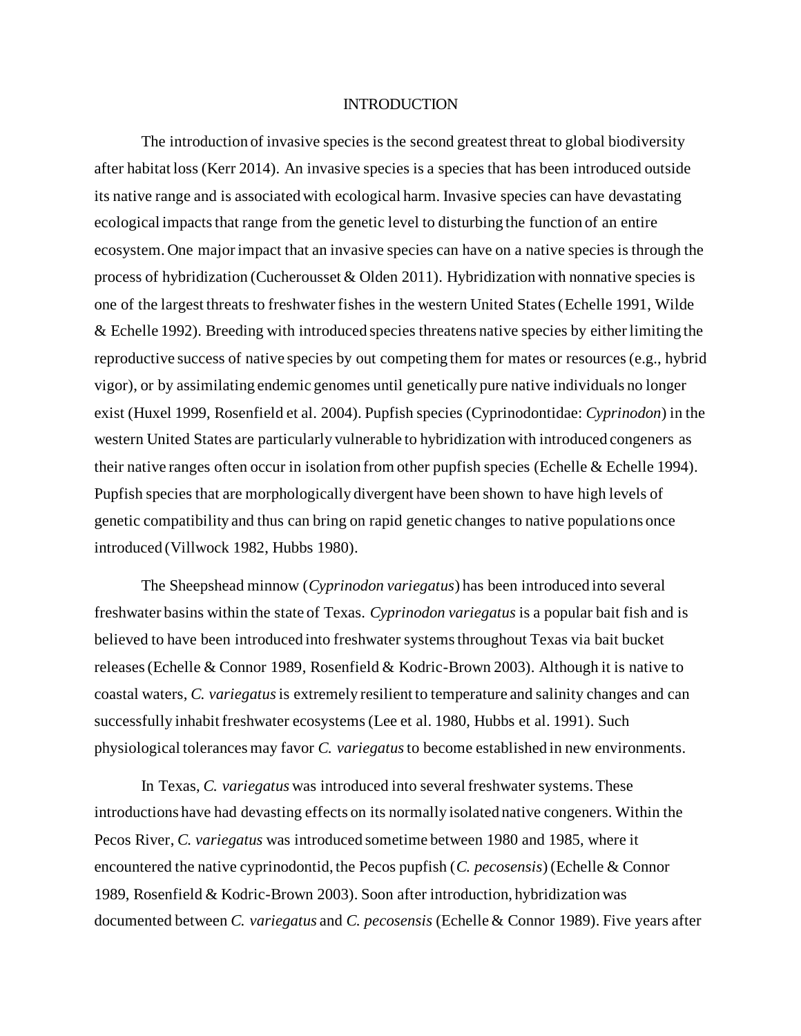# INTRODUCTION

The introduction of invasive species is the second greatest threat to global biodiversity after habitat loss (Kerr 2014). An invasive species is a species that has been introduced outside its native range and is associated with ecological harm. Invasive species can have devastating ecological impacts that range from the genetic level to disturbing the function of an entire ecosystem. One major impact that an invasive species can have on a native species is through the process of hybridization (Cucherousset & Olden 2011). Hybridization with nonnative species is one of the largest threats to freshwater fishes in the western United States (Echelle 1991, Wilde & Echelle 1992). Breeding with introduced species threatens native species by either limiting the reproductive success of native species by out competing them for mates or resources (e.g., hybrid vigor), or by assimilating endemic genomes until genetically pure native individuals no longer exist (Huxel 1999, Rosenfield et al. 2004). Pupfish species (Cyprinodontidae: *Cyprinodon*) in the western United States are particularly vulnerable to hybridization with introduced congeners as their native ranges often occur in isolation from other pupfish species (Echelle & Echelle 1994). Pupfish species that are morphologically divergent have been shown to have high levels of genetic compatibility and thus can bring on rapid genetic changes to native populations once introduced (Villwock 1982, Hubbs 1980).

The Sheepshead minnow (*Cyprinodon variegatus*) has been introduced into several freshwater basins within the state of Texas. *Cyprinodon variegatus* is a popular bait fish and is believed to have been introduced into freshwater systems throughout Texas via bait bucket releases (Echelle & Connor 1989, Rosenfield & Kodric-Brown 2003). Although it is native to coastal waters, *C. variegatus* is extremely resilient to temperature and salinity changes and can successfully inhabit freshwater ecosystems (Lee et al. 1980, Hubbs et al. 1991). Such physiological tolerances may favor *C. variegatus* to become established in new environments.

In Texas, *C. variegatus* was introduced into several freshwater systems. These introductions have had devasting effects on its normally isolated native congeners. Within the Pecos River, *C. variegatus* was introduced sometime between 1980 and 1985, where it encountered the native cyprinodontid, the Pecos pupfish (*C. pecosensis*) (Echelle & Connor 1989, Rosenfield & Kodric-Brown 2003). Soon after introduction, hybridization was documented between *C. variegatus* and *C. pecosensis* (Echelle & Connor 1989). Five years after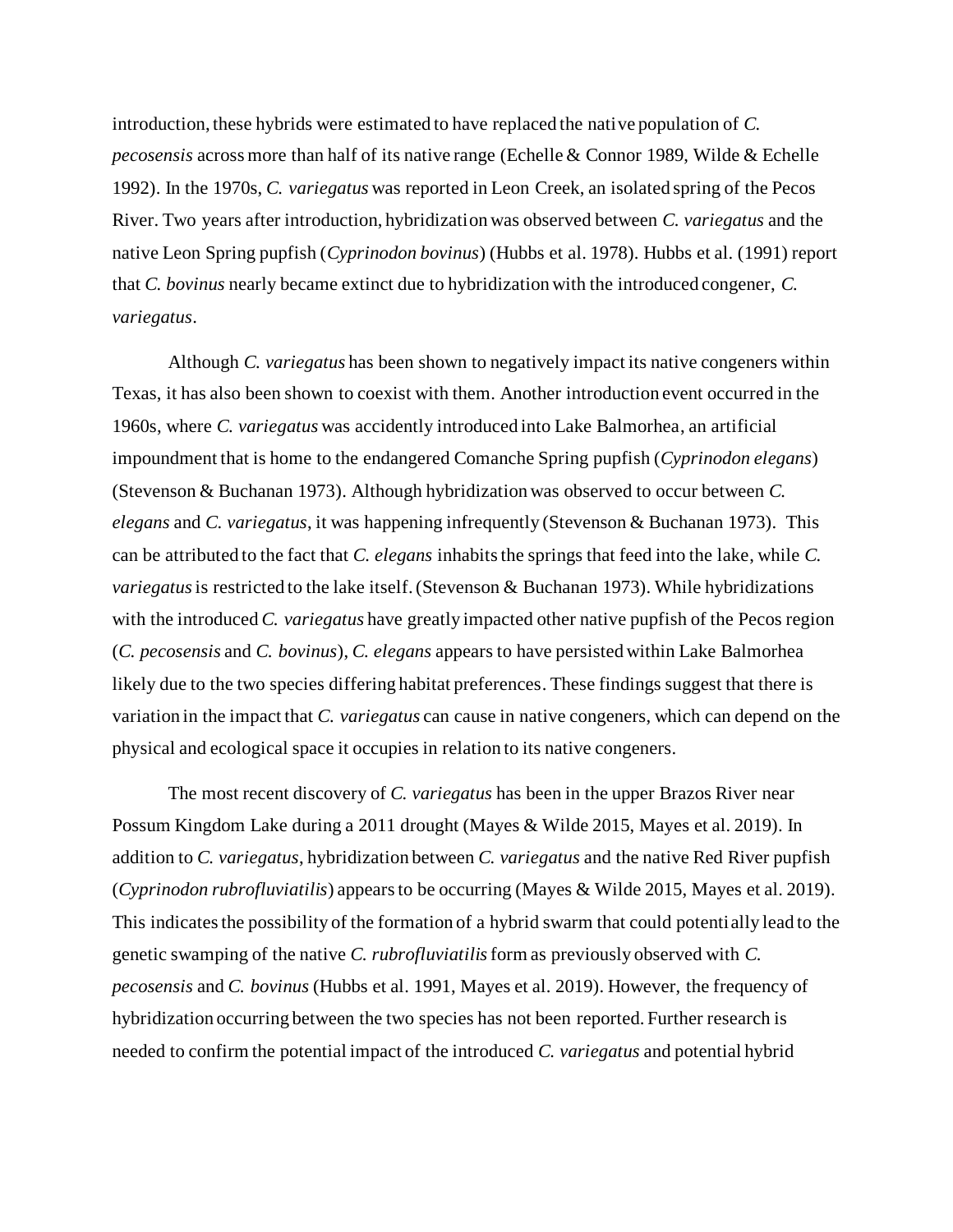introduction, these hybrids were estimated to have replaced the native population of *C. pecosensis* across more than half of its native range (Echelle & Connor 1989, Wilde & Echelle 1992). In the 1970s, *C. variegatus* was reported in Leon Creek, an isolated spring of the Pecos River. Two years after introduction, hybridization was observed between *C. variegatus* and the native Leon Spring pupfish (*Cyprinodon bovinus*) (Hubbs et al. 1978). Hubbs et al. (1991) report that *C. bovinus* nearly became extinct due to hybridization with the introduced congener, *C. variegatus*.

Although *C. variegatus* has been shown to negatively impact its native congeners within Texas, it has also been shown to coexist with them. Another introduction event occurred in the 1960s, where *C. variegatus* was accidently introduced into Lake Balmorhea, an artificial impoundment that is home to the endangered Comanche Spring pupfish (*Cyprinodon elegans*) (Stevenson & Buchanan 1973). Although hybridization was observed to occur between *C. elegans* and *C. variegatus*, it was happening infrequently (Stevenson & Buchanan 1973). This can be attributed to the fact that *C. elegans* inhabits the springs that feed into the lake, while *C. variegatus* is restricted to the lake itself. (Stevenson & Buchanan 1973). While hybridizations with the introduced *C. variegatus* have greatly impacted other native pupfish of the Pecos region (*C. pecosensis* and *C. bovinus*), *C. elegans* appears to have persisted within Lake Balmorhea likely due to the two species differing habitat preferences. These findings suggest that there is variation in the impact that *C. variegatus* can cause in native congeners, which can depend on the physical and ecological space it occupies in relation to its native congeners.

The most recent discovery of *C. variegatus* has been in the upper Brazos River near Possum Kingdom Lake during a 2011 drought (Mayes & Wilde 2015, Mayes et al. 2019). In addition to *C. variegatus*, hybridization between *C. variegatus* and the native Red River pupfish (*Cyprinodon rubrofluviatilis*) appears to be occurring (Mayes & Wilde 2015, Mayes et al. 2019). This indicates the possibility of the formation of a hybrid swarm that could potentially lead to the genetic swamping of the native *C. rubrofluviatilis* form as previously observed with *C. pecosensis* and *C. bovinus* (Hubbs et al. 1991, Mayes et al. 2019). However, the frequency of hybridization occurring between the two species has not been reported. Further research is needed to confirm the potential impact of the introduced *C. variegatus* and potential hybrid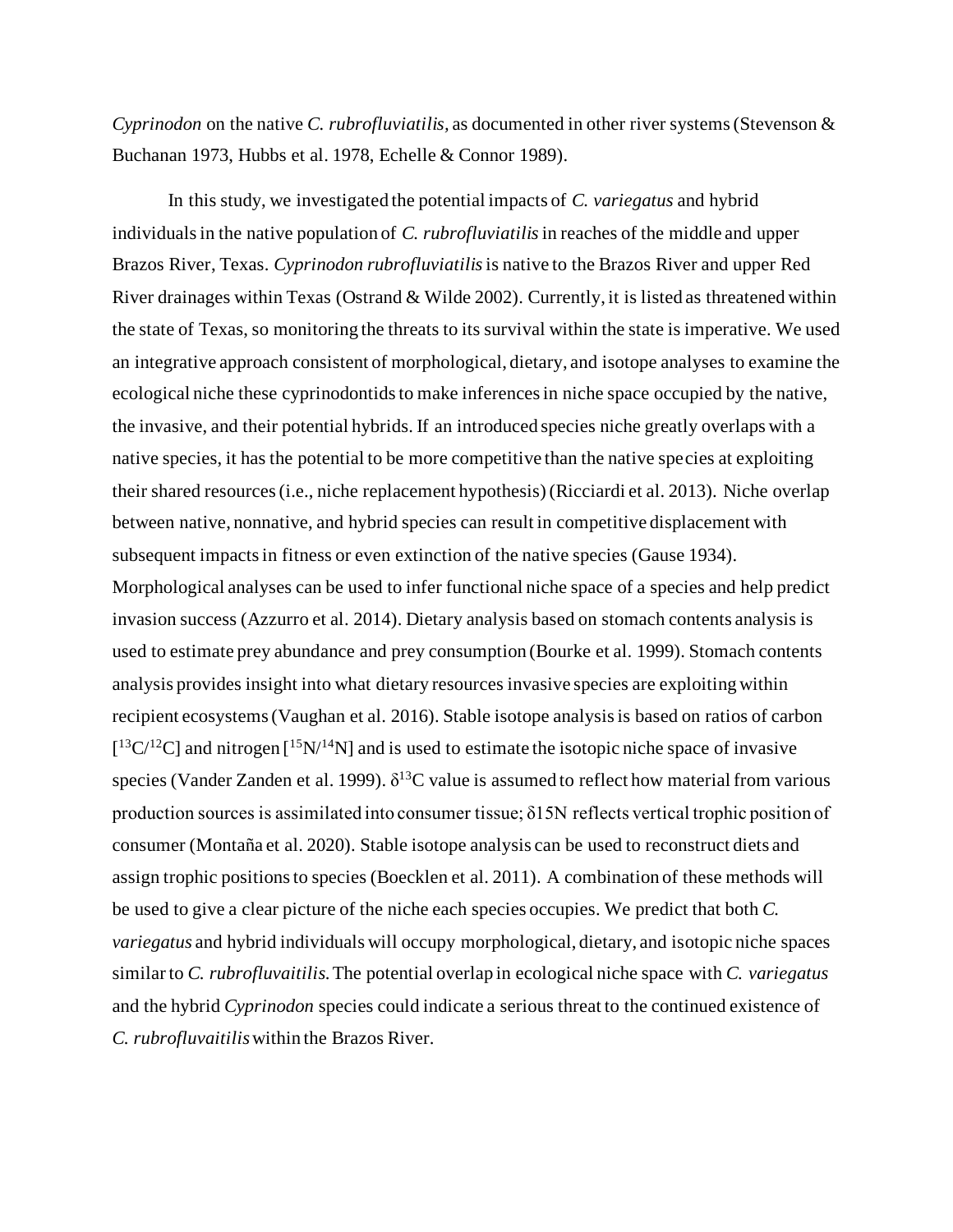*Cyprinodon* on the native *C. rubrofluviatilis*, as documented in other river systems (Stevenson & Buchanan 1973, Hubbs et al. 1978, Echelle & Connor 1989).

In this study, we investigated the potential impacts of *C. variegatus* and hybrid individuals in the native population of *C. rubrofluviatilis* in reaches of the middle and upper Brazos River, Texas. *Cyprinodon rubrofluviatilis* is native to the Brazos River and upper Red River drainages within Texas (Ostrand & Wilde 2002). Currently, it is listed as threatened within the state of Texas, so monitoring the threats to its survival within the state is imperative. We used an integrative approach consistent of morphological, dietary, and isotope analyses to examine the ecological niche these cyprinodontids to make inferences in niche space occupied by the native, the invasive, and their potential hybrids. If an introduced species niche greatly overlaps with a native species, it has the potential to be more competitive than the native species at exploiting their shared resources (i.e., niche replacement hypothesis) (Ricciardi et al. 2013). Niche overlap between native, nonnative, and hybrid species can result in competitive displacement with subsequent impacts in fitness or even extinction of the native species (Gause 1934). Morphological analyses can be used to infer functional niche space of a species and help predict invasion success (Azzurro et al. 2014). Dietary analysis based on stomach contents analysis is used to estimate prey abundance and prey consumption (Bourke et al. 1999). Stomach contents analysis provides insight into what dietary resources invasive species are exploiting within recipient ecosystems (Vaughan et al. 2016). Stable isotope analysis is based on ratios of carbon [$^{13}C/^{12}C$] and nitrogen [$^{15}N/^{14}N$] and is used to estimate the isotopic niche space of invasive species (Vander Zanden et al. 1999). $\delta^{13}C$ value is assumed to reflect how material from various production sources is assimilated into consumer tissue; δ15N reflects vertical trophic position of consumer (Montaña et al. 2020). Stable isotope analysis can be used to reconstruct diets and assign trophic positions to species (Boecklen et al. 2011). A combination of these methods will be used to give a clear picture of the niche each species occupies. We predict that both *C. variegatus* and hybrid individuals will occupy morphological, dietary, and isotopic niche spaces similar to *C. rubrofluvaitilis.* The potential overlap in ecological niche space with *C. variegatus* and the hybrid *Cyprinodon* species could indicate a serious threat to the continued existence of *C. rubrofluvaitilis* within the Brazos River.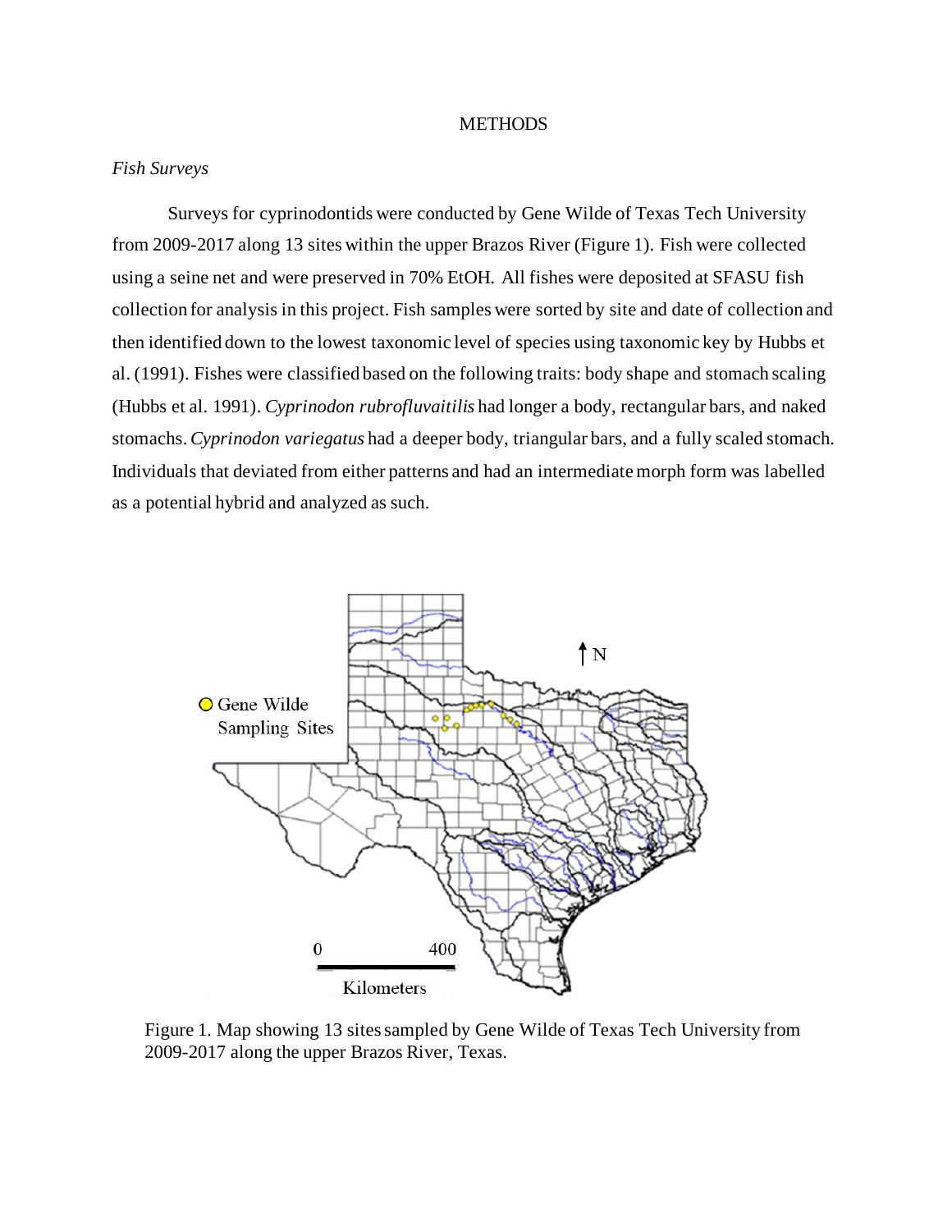# METHODS

## *Fish Surveys*

Surveys for cyprinodontids were conducted by Gene Wilde of Texas Tech University from 2009-2017 along 13 sites within the upper Brazos River (Figure 1). Fish were collected using a seine net and were preserved in 70% EtOH. All fishes were deposited at SFASU fish collection for analysis in this project. Fish samples were sorted by site and date of collection and then identified down to the lowest taxonomic level of species using taxonomic key by Hubbs et al. (1991). Fishes were classified based on the following traits: body shape and stomach scaling (Hubbs et al. 1991). *Cyprinodon rubrofluvaitilis* had longer a body, rectangular bars, and naked stomachs. *Cyprinodon variegatus* had a deeper body, triangular bars, and a fully scaled stomach. Individuals that deviated from either patterns and had an intermediate morph form was labelled as a potential hybrid and analyzed as such.

Figure 1. Map showing 13 sites sampled by Gene Wilde of Texas Tech University from 2009-2017 along the upper Brazos River, Texas.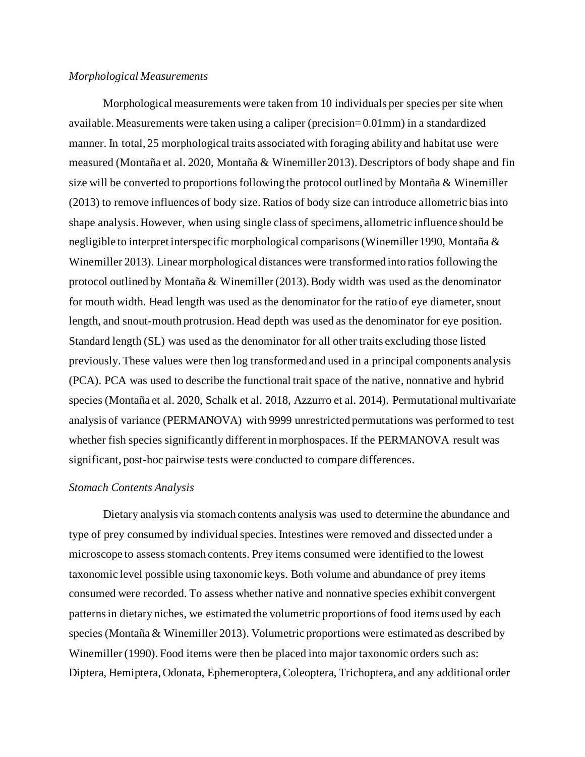*Morphological Measurements*

Morphological measurements were taken from 10 individuals per species per site when available. Measurements were taken using a caliper (precision= 0.01mm) in a standardized manner. In total, 25 morphological traits associated with foraging ability and habitat use were measured (Montaña et al. 2020, Montaña & Winemiller 2013). Descriptors of body shape and fin size will be converted to proportions following the protocol outlined by Montaña & Winemiller (2013) to remove influences of body size. Ratios of body size can introduce allometric bias into shape analysis. However, when using single class of specimens, allometric influence should be negligible to interpret interspecific morphological comparisons (Winemiller 1990, Montaña & Winemiller 2013). Linear morphological distances were transformed into ratios following the protocol outlined by Montaña & Winemiller (2013). Body width was used as the denominator for mouth width. Head length was used as the denominator for the ratio of eye diameter, snout length, and snout-mouth protrusion. Head depth was used as the denominator for eye position. Standard length (SL) was used as the denominator for all other traits excluding those listed previously. These values were then log transformed and used in a principal components analysis (PCA). PCA was used to describe the functional trait space of the native, nonnative and hybrid species (Montaña et al. 2020, Schalk et al. 2018, Azzurro et al. 2014). Permutational multivariate analysis of variance (PERMANOVA) with 9999 unrestricted permutations was performed to test whether fish species significantly different in morphospaces. If the PERMANOVA result was significant, post-hoc pairwise tests were conducted to compare differences.

*Stomach Contents Analysis*

Dietary analysis via stomach contents analysis was used to determine the abundance and type of prey consumed by individual species. Intestines were removed and dissected under a microscope to assess stomach contents. Prey items consumed were identified to the lowest taxonomic level possible using taxonomic keys. Both volume and abundance of prey items consumed were recorded. To assess whether native and nonnative species exhibit convergent patterns in dietary niches, we estimated the volumetric proportions of food items used by each species (Montaña & Winemiller 2013). Volumetric proportions were estimated as described by Winemiller (1990). Food items were then be placed into major taxonomic orders such as: Diptera, Hemiptera, Odonata, Ephemeroptera, Coleoptera, Trichoptera, and any additional order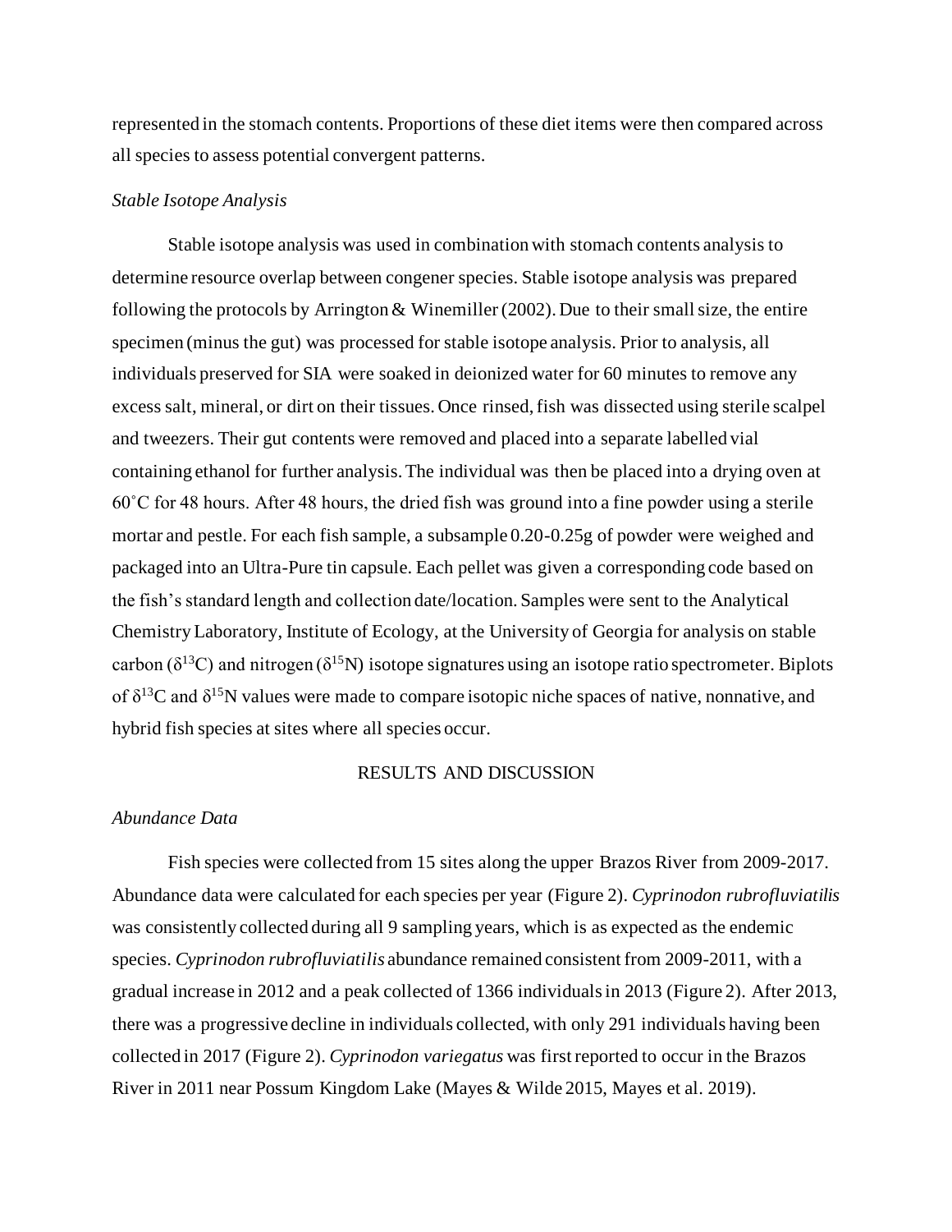represented in the stomach contents. Proportions of these diet items were then compared across all species to assess potential convergent patterns.

*Stable Isotope Analysis*

Stable isotope analysis was used in combination with stomach contents analysis to determine resource overlap between congener species. Stable isotope analysis was prepared following the protocols by Arrington & Winemiller (2002). Due to their small size, the entire specimen (minus the gut) was processed for stable isotope analysis. Prior to analysis, all individuals preserved for SIA were soaked in deionized water for 60 minutes to remove any excess salt, mineral, or dirt on their tissues. Once rinsed, fish was dissected using sterile scalpel and tweezers. Their gut contents were removed and placed into a separate labelled vial containing ethanol for further analysis. The individual was then be placed into a drying oven at 60˚C for 48 hours. After 48 hours, the dried fish was ground into a fine powder using a sterile mortar and pestle. For each fish sample, a subsample 0.20-0.25g of powder were weighed and packaged into an Ultra-Pure tin capsule. Each pellet was given a corresponding code based on the fish's standard length and collection date/location. Samples were sent to the Analytical Chemistry Laboratory, Institute of Ecology, at the University of Georgia for analysis on stable carbon ($\delta^{13}C$) and nitrogen ($\delta^{15}N$) isotope signatures using an isotope ratio spectrometer. Biplots of $\delta^{13}C$ and $\delta^{15}N$ values were made to compare isotopic niche spaces of native, nonnative, and hybrid fish species at sites where all species occur.

## RESULTS AND DISCUSSION

*Abundance Data*

Fish species were collected from 15 sites along the upper Brazos River from 2009-2017. Abundance data were calculated for each species per year (Figure 2). *Cyprinodon rubrofluviatilis* was consistently collected during all 9 sampling years, which is as expected as the endemic species. *Cyprinodon rubrofluviatilis* abundance remained consistent from 2009-2011, with a gradual increase in 2012 and a peak collected of 1366 individuals in 2013 (Figure 2). After 2013, there was a progressive decline in individuals collected, with only 291 individuals having been collected in 2017 (Figure 2). *Cyprinodon variegatus* was first reported to occur in the Brazos River in 2011 near Possum Kingdom Lake (Mayes & Wilde 2015, Mayes et al. 2019).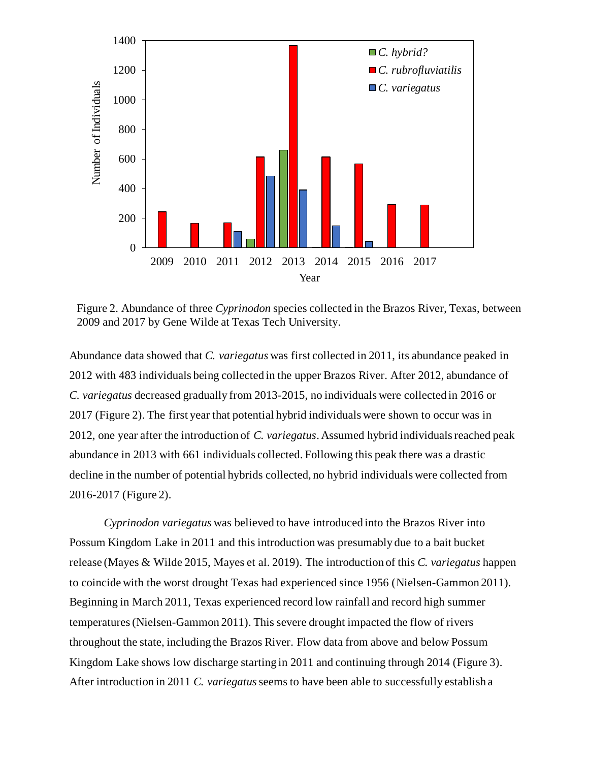Figure 2. Abundance of three *Cyprinodon* species collected in the Brazos River, Texas, between 2009 and 2017 by Gene Wilde at Texas Tech University.

Abundance data showed that *C. variegatus* was first collected in 2011, its abundance peaked in 2012 with 483 individuals being collected in the upper Brazos River. After 2012, abundance of *C. variegatus* decreased gradually from 2013-2015, no individuals were collected in 2016 or 2017 (Figure 2). The first year that potential hybrid individuals were shown to occur was in 2012, one year after the introduction of *C. variegatus*. Assumed hybrid individuals reached peak abundance in 2013 with 661 individuals collected. Following this peak there was a drastic decline in the number of potential hybrids collected, no hybrid individuals were collected from 2016-2017 (Figure 2).

*Cyprinodon variegatus* was believed to have introduced into the Brazos River into Possum Kingdom Lake in 2011 and this introduction was presumably due to a bait bucket release (Mayes & Wilde 2015, Mayes et al. 2019). The introduction of this *C. variegatus* happen to coincide with the worst drought Texas had experienced since 1956 (Nielsen-Gammon 2011). Beginning in March 2011, Texas experienced record low rainfall and record high summer temperatures (Nielsen-Gammon 2011). This severe drought impacted the flow of rivers throughout the state, including the Brazos River. Flow data from above and below Possum Kingdom Lake shows low discharge starting in 2011 and continuing through 2014 (Figure 3). After introduction in 2011 *C. variegatus* seems to have been able to successfully establish a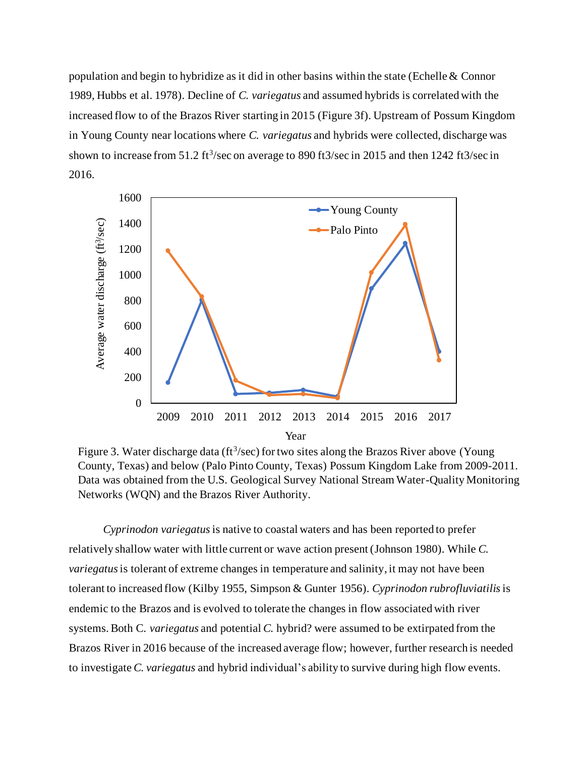population and begin to hybridize as it did in other basins within the state (Echelle & Connor 1989, Hubbs et al. 1978). Decline of *C. variegatus* and assumed hybrids is correlated with the increased flow to of the Brazos River starting in 2015 (Figure 3f). Upstream of Possum Kingdom in Young County near locations where *C. variegatus* and hybrids were collected, discharge was shown to increase from 51.2 $ft^3$/sec on average to 890 ft3/sec in 2015 and then 1242 ft3/sec in 2016.

Figure 3. Water discharge data ($ft^3$/sec) for two sites along the Brazos River above (Young County, Texas) and below (Palo Pinto County, Texas) Possum Kingdom Lake from 2009-2011. Data was obtained from the U.S. Geological Survey National Stream Water-Quality Monitoring Networks (WQN) and the Brazos River Authority.

*Cyprinodon variegatus* is native to coastal waters and has been reported to prefer relatively shallow water with little current or wave action present (Johnson 1980). While *C. variegatus* is tolerant of extreme changes in temperature and salinity, it may not have been tolerant to increased flow (Kilby 1955, Simpson & Gunter 1956). *Cyprinodon rubrofluviatilis* is endemic to the Brazos and is evolved to tolerate the changes in flow associated with river systems. Both C. *variegatus* and potential *C.* hybrid? were assumed to be extirpated from the Brazos River in 2016 because of the increased average flow; however, further research is needed to investigate *C. variegatus* and hybrid individual's ability to survive during high flow events.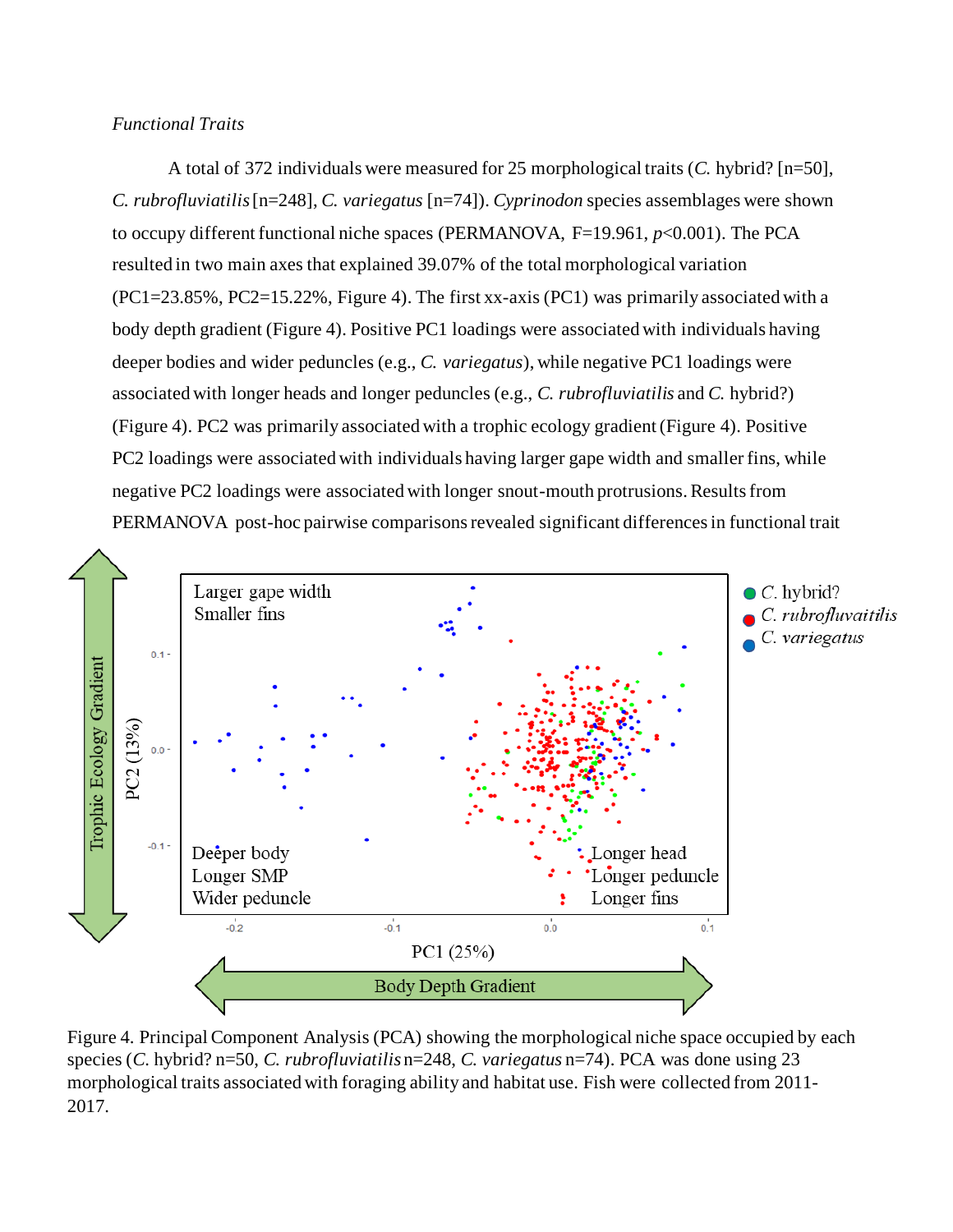*Functional Traits*

A total of 372 individuals were measured for 25 morphological traits (*C.* hybrid? [n=50], *C. rubrofluviatilis* [n=248], *C. variegatus* [n=74]). *Cyprinodon* species assemblages were shown to occupy different functional niche spaces (PERMANOVA, F=19.961, $p$<0.001). The PCA resulted in two main axes that explained 39.07% of the total morphological variation (PC1=23.85%, PC2=15.22%, Figure 4). The first xx-axis (PC1) was primarily associated with a body depth gradient (Figure 4). Positive PC1 loadings were associated with individuals having deeper bodies and wider peduncles (e.g., *C. variegatus*), while negative PC1 loadings were associated with longer heads and longer peduncles (e.g., *C. rubrofluviatilis* and *C.* hybrid?) (Figure 4). PC2 was primarily associated with a trophic ecology gradient (Figure 4). Positive PC2 loadings were associated with individuals having larger gape width and smaller fins, while negative PC2 loadings were associated with longer snout-mouth protrusions. Results from PERMANOVA post-hoc pairwise comparisons revealed significant differences in functional trait

Figure 4. Principal Component Analysis (PCA) showing the morphological niche space occupied by each species (*C.* hybrid? n=50, *C. rubrofluviatilis* n=248, *C. variegatus* n=74). PCA was done using 23 morphological traits associated with foraging ability and habitat use. Fish were collected from 2011-2017.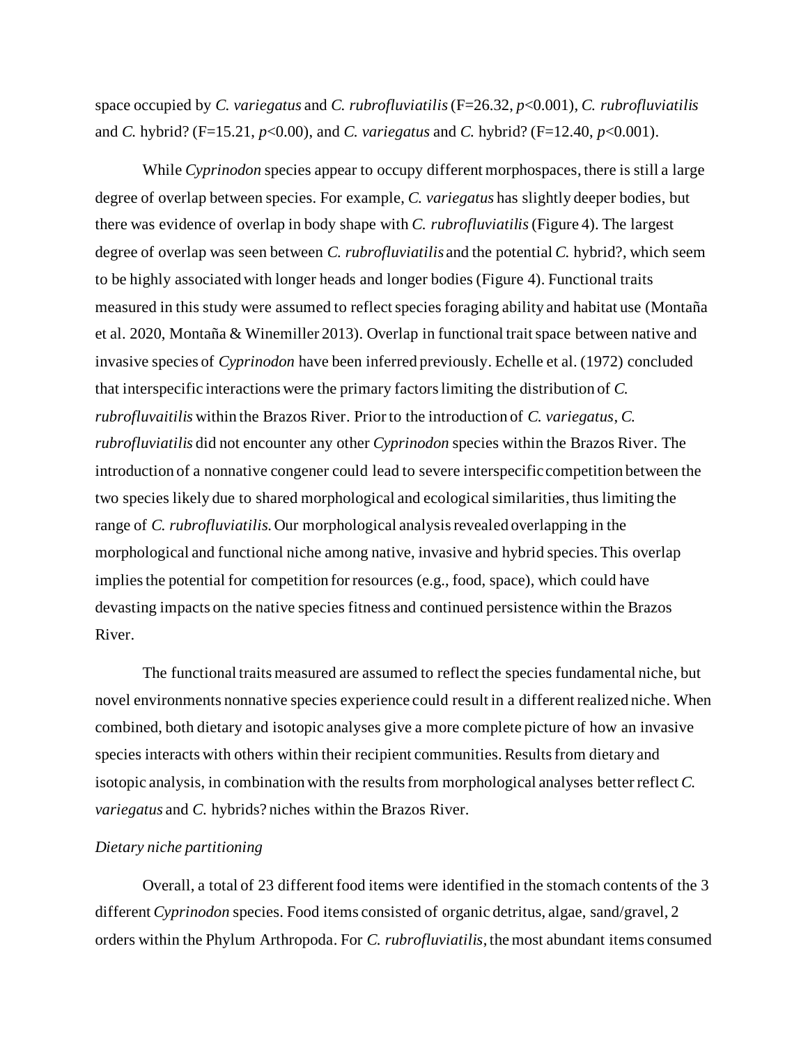space occupied by *C. variegatus* and *C. rubrofluviatilis* ($F=26.32$, $p<0.001$), *C. rubrofluviatilis* and *C.* hybrid? ($F=15.21$, $p<0.00$), and *C. variegatus* and *C.* hybrid? ($F=12.40$, $p<0.001$).

While *Cyprinodon* species appear to occupy different morphospaces, there is still a large degree of overlap between species. For example, *C. variegatus* has slightly deeper bodies, but there was evidence of overlap in body shape with *C. rubrofluviatilis* (Figure 4). The largest degree of overlap was seen between *C. rubrofluviatilis* and the potential *C.* hybrid?, which seem to be highly associated with longer heads and longer bodies (Figure 4). Functional traits measured in this study were assumed to reflect species foraging ability and habitat use (Montaña et al. 2020, Montaña & Winemiller 2013). Overlap in functional trait space between native and invasive species of *Cyprinodon* have been inferred previously. Echelle et al. (1972) concluded that interspecific interactions were the primary factors limiting the distribution of *C. rubrofluvaitilis* within the Brazos River. Prior to the introduction of *C. variegatus*, *C. rubrofluviatilis* did not encounter any other *Cyprinodon* species within the Brazos River. The introduction of a nonnative congener could lead to severe interspecific competition between the two species likely due to shared morphological and ecological similarities, thus limiting the range of *C. rubrofluviatilis.* Our morphological analysis revealed overlapping in the morphological and functional niche among native, invasive and hybrid species. This overlap implies the potential for competition for resources (e.g., food, space), which could have devasting impacts on the native species fitness and continued persistence within the Brazos River.

The functional traits measured are assumed to reflect the species fundamental niche, but novel environments nonnative species experience could result in a different realized niche. When combined, both dietary and isotopic analyses give a more complete picture of how an invasive species interacts with others within their recipient communities. Results from dietary and isotopic analysis, in combination with the results from morphological analyses better reflect *C. variegatus* and *C.* hybrids? niches within the Brazos River.

*Dietary niche partitioning*

Overall, a total of 23 different food items were identified in the stomach contents of the 3 different *Cyprinodon* species. Food items consisted of organic detritus, algae, sand/gravel, 2 orders within the Phylum Arthropoda. For *C. rubrofluviatilis*, the most abundant items consumed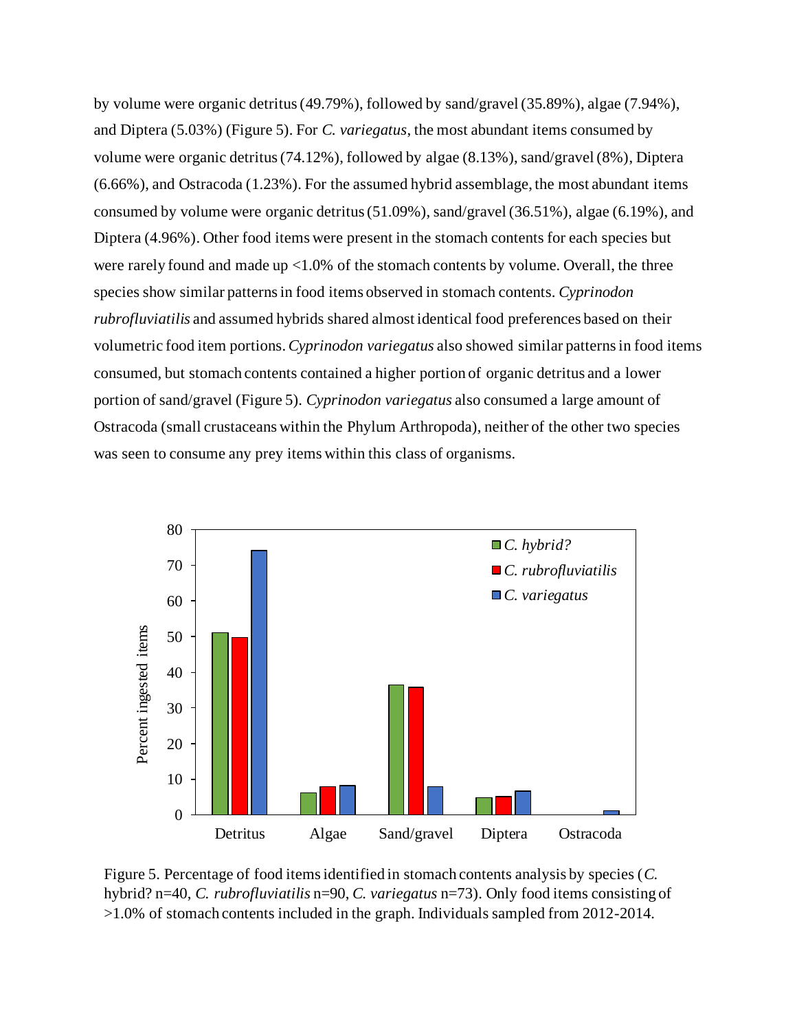by volume were organic detritus (49.79%), followed by sand/gravel (35.89%), algae (7.94%), and Diptera (5.03%) (Figure 5). For *C. variegatus*, the most abundant items consumed by volume were organic detritus (74.12%), followed by algae (8.13%), sand/gravel (8%), Diptera (6.66%), and Ostracoda (1.23%). For the assumed hybrid assemblage, the most abundant items consumed by volume were organic detritus (51.09%), sand/gravel (36.51%), algae (6.19%), and Diptera (4.96%). Other food items were present in the stomach contents for each species but were rarely found and made up <1.0% of the stomach contents by volume. Overall, the three species show similar patterns in food items observed in stomach contents. *Cyprinodon rubrofluviatilis* and assumed hybrids shared almost identical food preferences based on their volumetric food item portions. *Cyprinodon variegatus* also showed similar patterns in food items consumed, but stomach contents contained a higher portion of organic detritus and a lower portion of sand/gravel (Figure 5). *Cyprinodon variegatus* also consumed a large amount of Ostracoda (small crustaceans within the Phylum Arthropoda), neither of the other two species was seen to consume any prey items within this class of organisms.

Figure 5. Percentage of food items identified in stomach contents analysis by species (*C.* hybrid? n=40, *C. rubrofluviatilis* n=90, *C. variegatus* n=73). Only food items consisting of >1.0% of stomach contents included in the graph. Individuals sampled from 2012-2014.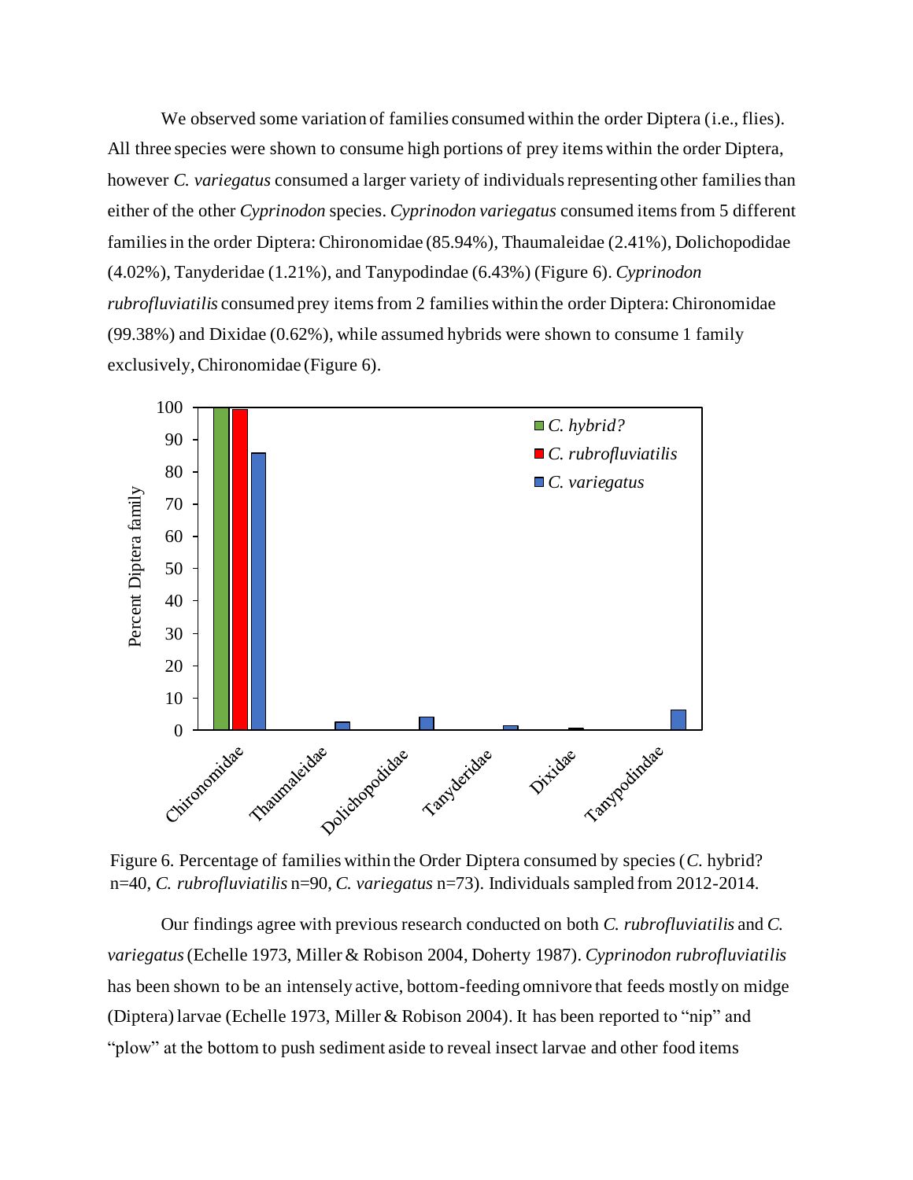We observed some variation of families consumed within the order Diptera (i.e., flies). All three species were shown to consume high portions of prey items within the order Diptera, however *C. variegatus* consumed a larger variety of individuals representing other families than either of the other *Cyprinodon* species. *Cyprinodon variegatus* consumed items from 5 different families in the order Diptera: Chironomidae (85.94%), Thaumaleidae (2.41%), Dolichopodidae (4.02%), Tanyderidae (1.21%), and Tanypodindae (6.43%) (Figure 6). *Cyprinodon rubrofluviatilis* consumed prey items from 2 families within the order Diptera: Chironomidae (99.38%) and Dixidae (0.62%), while assumed hybrids were shown to consume 1 family exclusively, Chironomidae (Figure 6).

Figure 6. Percentage of families within the Order Diptera consumed by species (*C.* hybrid? n=40, *C. rubrofluviatilis* n=90, *C. variegatus* n=73). Individuals sampled from 2012-2014.

Our findings agree with previous research conducted on both *C. rubrofluviatilis* and *C. variegatus* (Echelle 1973, Miller & Robison 2004, Doherty 1987). *Cyprinodon rubrofluviatilis* has been shown to be an intensely active, bottom-feeding omnivore that feeds mostly on midge (Diptera) larvae (Echelle 1973, Miller & Robison 2004). It has been reported to "nip" and "plow" at the bottom to push sediment aside to reveal insect larvae and other food items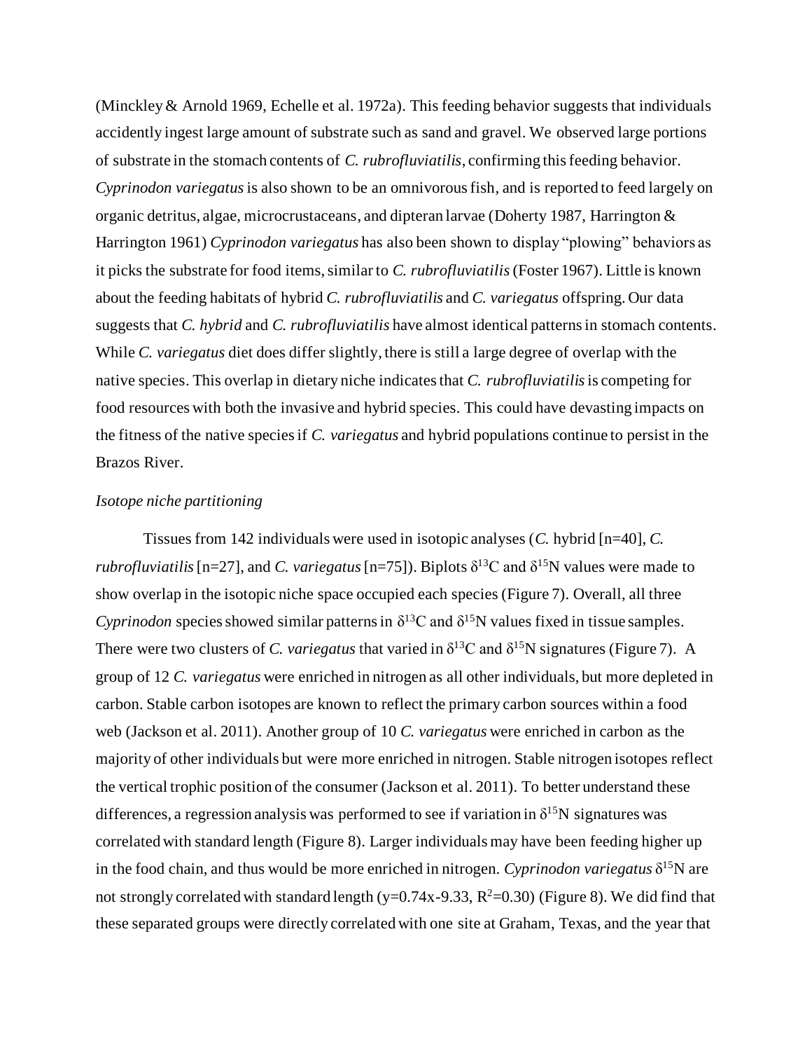(Minckley & Arnold 1969, Echelle et al. 1972a). This feeding behavior suggests that individuals accidently ingest large amount of substrate such as sand and gravel. We observed large portions of substrate in the stomach contents of *C. rubrofluviatilis*, confirming this feeding behavior. *Cyprinodon variegatus* is also shown to be an omnivorous fish, and is reported to feed largely on organic detritus, algae, microcrustaceans, and dipteran larvae (Doherty 1987, Harrington & Harrington 1961) *Cyprinodon variegatus* has also been shown to display "plowing" behaviors as it picks the substrate for food items, similar to *C. rubrofluviatilis* (Foster 1967). Little is known about the feeding habitats of hybrid *C. rubrofluviatilis* and *C. variegatus* offspring. Our data suggests that *C. hybrid* and *C. rubrofluviatilis* have almost identical patterns in stomach contents. While *C. variegatus* diet does differ slightly, there is still a large degree of overlap with the native species. This overlap in dietary niche indicates that *C. rubrofluviatilis* is competing for food resources with both the invasive and hybrid species. This could have devasting impacts on the fitness of the native species if *C. variegatus* and hybrid populations continue to persist in the Brazos River.

*Isotope niche partitioning*

Tissues from 142 individuals were used in isotopic analyses (*C.* hybrid [n=40], *C. rubrofluviatilis* [n=27], and *C. variegatus* [n=75]). Biplots $\delta^{13}C$ and $\delta^{15}N$ values were made to show overlap in the isotopic niche space occupied each species (Figure 7). Overall, all three *Cyprinodon* species showed similar patterns in $\delta^{13}C$ and $\delta^{15}N$ values fixed in tissue samples. There were two clusters of *C. variegatus* that varied in $\delta^{13}C$ and $\delta^{15}N$ signatures (Figure 7). A group of 12 *C. variegatus* were enriched in nitrogen as all other individuals, but more depleted in carbon. Stable carbon isotopes are known to reflect the primary carbon sources within a food web (Jackson et al. 2011). Another group of 10 *C. variegatus* were enriched in carbon as the majority of other individuals but were more enriched in nitrogen. Stable nitrogen isotopes reflect the vertical trophic position of the consumer (Jackson et al. 2011). To better understand these differences, a regression analysis was performed to see if variation in $\delta^{15}N$ signatures was correlated with standard length (Figure 8). Larger individuals may have been feeding higher up in the food chain, and thus would be more enriched in nitrogen. *Cyprinodon variegatus* $\delta^{15}N$ are not strongly correlated with standard length ($y=0.74x-9.33$, $R^2=0.30$) (Figure 8). We did find that these separated groups were directly correlated with one site at Graham, Texas, and the year that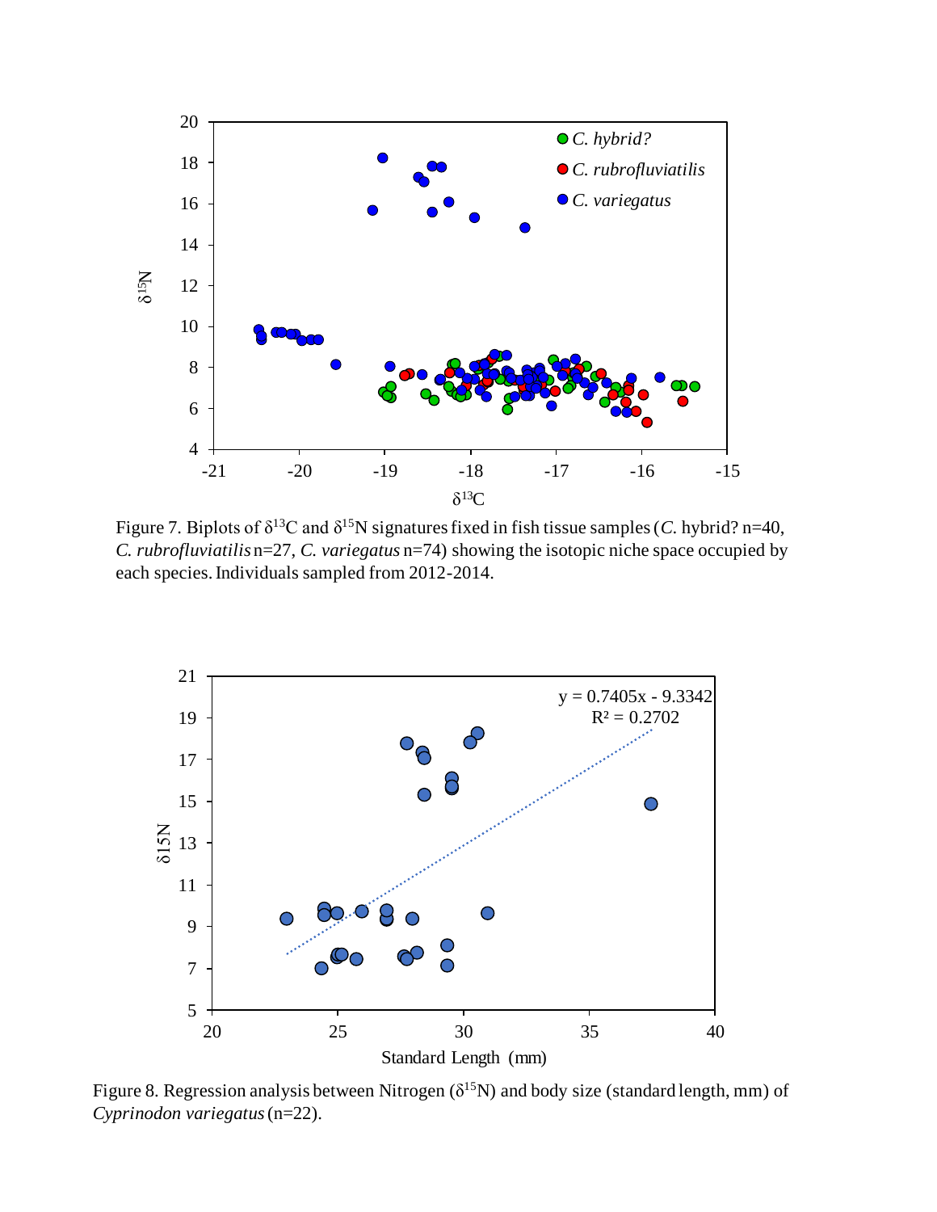Figure 7. Biplots of $\delta^{13}C$ and $\delta^{15}N$ signatures fixed in fish tissue samples (*C.* hybrid? n=40, *C. rubrofluviatilis* n=27, *C. variegatus* n=74) showing the isotopic niche space occupied by each species. Individuals sampled from 2012-2014.

Figure 8. Regression analysis between Nitrogen ($\delta^{15}N$) and body size (standard length, mm) of *Cyprinodon variegatus* (n=22).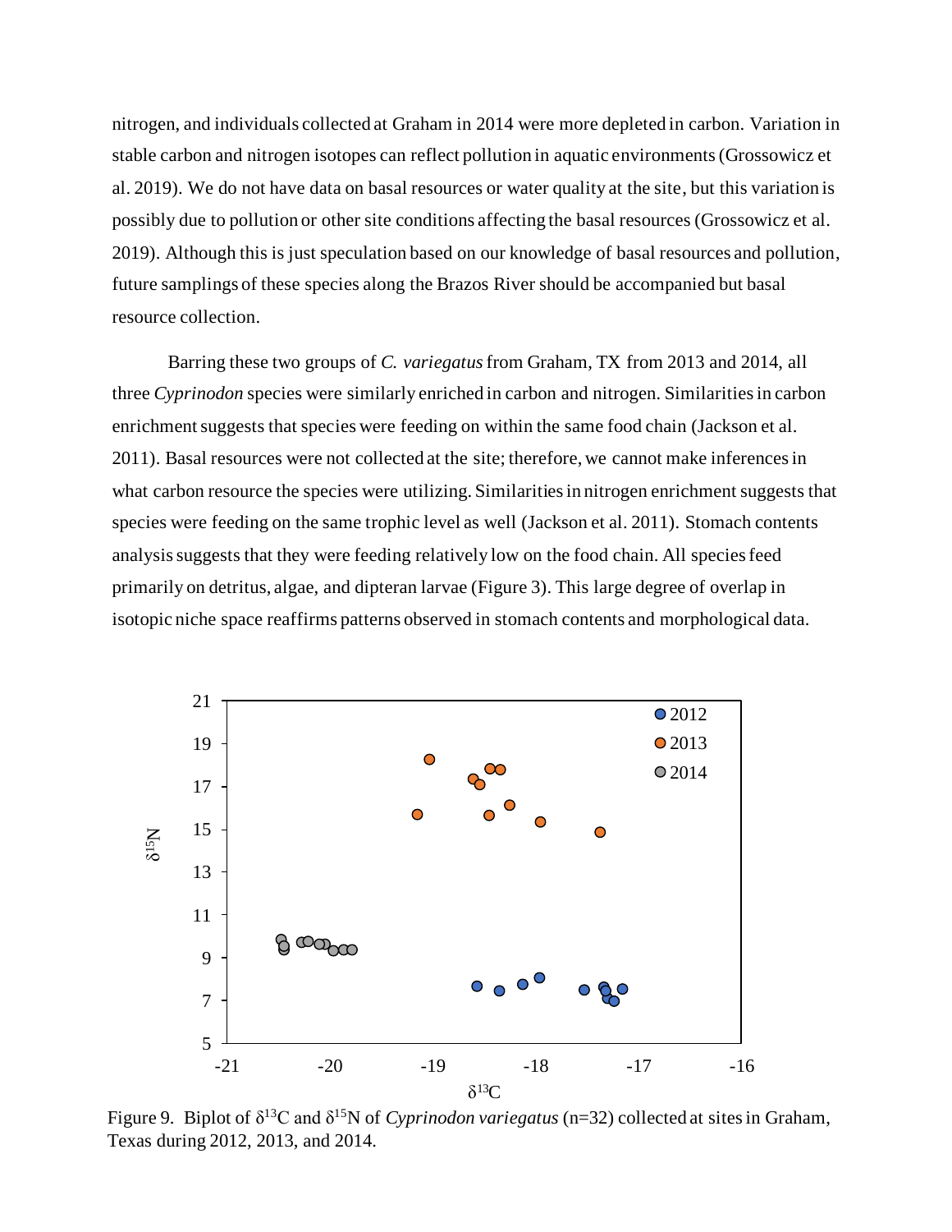nitrogen, and individuals collected at Graham in 2014 were more depleted in carbon. Variation in stable carbon and nitrogen isotopes can reflect pollution in aquatic environments (Grossowicz et al. 2019). We do not have data on basal resources or water quality at the site, but this variation is possibly due to pollution or other site conditions affecting the basal resources (Grossowicz et al. 2019). Although this is just speculation based on our knowledge of basal resources and pollution, future samplings of these species along the Brazos River should be accompanied but basal resource collection.

Barring these two groups of *C. variegatus* from Graham, TX from 2013 and 2014, all three *Cyprinodon* species were similarly enriched in carbon and nitrogen. Similarities in carbon enrichment suggests that species were feeding on within the same food chain (Jackson et al. 2011). Basal resources were not collected at the site; therefore, we cannot make inferences in what carbon resource the species were utilizing. Similarities in nitrogen enrichment suggests that species were feeding on the same trophic level as well (Jackson et al. 2011). Stomach contents analysis suggests that they were feeding relatively low on the food chain. All species feed primarily on detritus, algae, and dipteran larvae (Figure 3). This large degree of overlap in isotopic niche space reaffirms patterns observed in stomach contents and morphological data.

Figure 9. Biplot of $\delta^{13}C$ and $\delta^{15}N$ of *Cyprinodon variegatus* (n=32) collected at sites in Graham, Texas during 2012, 2013, and 2014.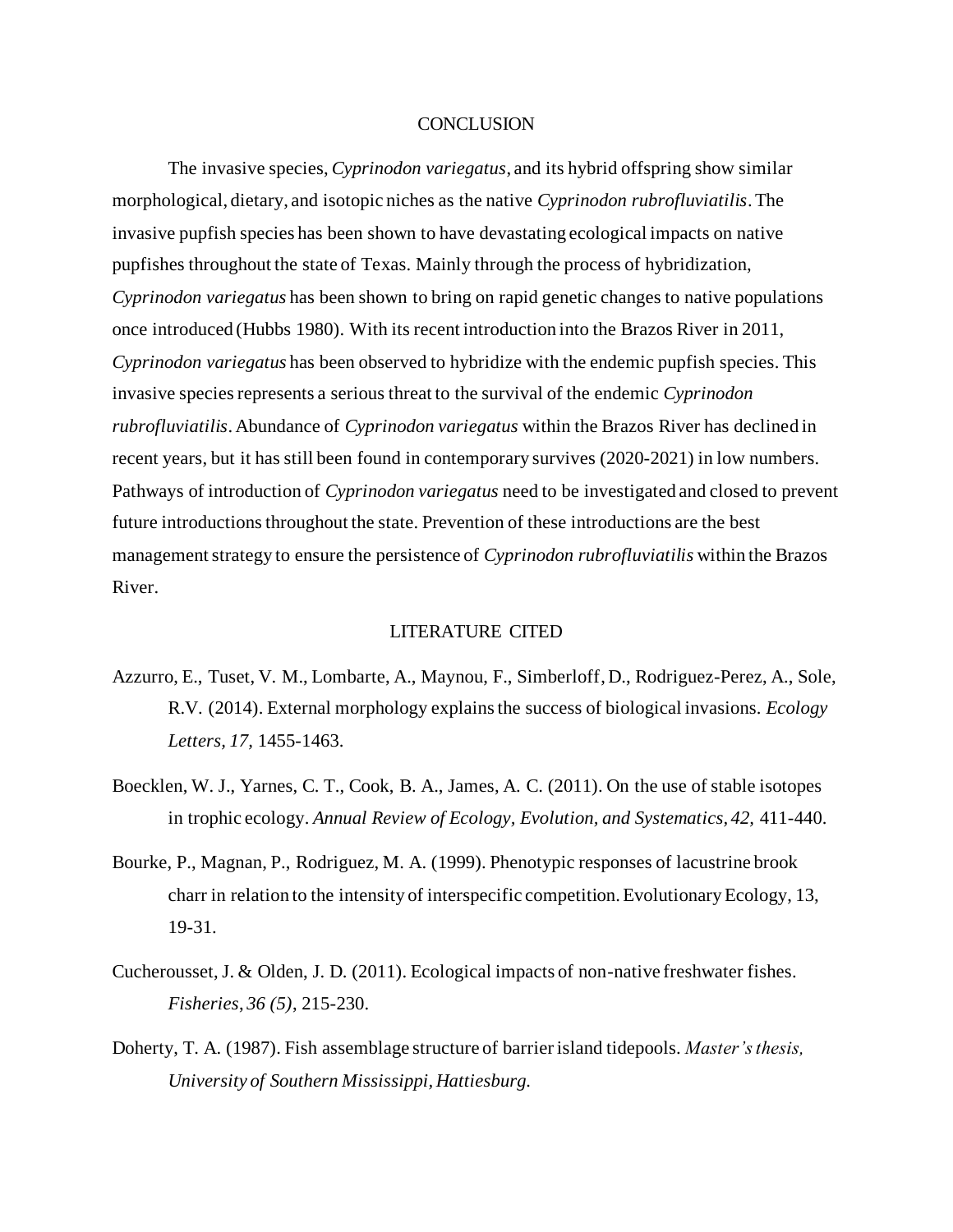## CONCLUSION

The invasive species, *Cyprinodon variegatus*, and its hybrid offspring show similar morphological, dietary, and isotopic niches as the native *Cyprinodon rubrofluviatilis*. The invasive pupfish species has been shown to have devastating ecological impacts on native pupfishes throughout the state of Texas. Mainly through the process of hybridization, *Cyprinodon variegatus* has been shown to bring on rapid genetic changes to native populations once introduced (Hubbs 1980). With its recent introduction into the Brazos River in 2011, *Cyprinodon variegatus* has been observed to hybridize with the endemic pupfish species. This invasive species represents a serious threat to the survival of the endemic *Cyprinodon rubrofluviatilis*. Abundance of *Cyprinodon variegatus* within the Brazos River has declined in recent years, but it has still been found in contemporary survives (2020-2021) in low numbers. Pathways of introduction of *Cyprinodon variegatus* need to be investigated and closed to prevent future introductions throughout the state. Prevention of these introductions are the best management strategy to ensure the persistence of *Cyprinodon rubrofluviatilis* within the Brazos River.

## LITERATURE CITED

Azzurro, E., Tuset, V. M., Lombarte, A., Maynou, F., Simberloff, D., Rodriguez-Perez, A., Sole, R.V. (2014). External morphology explains the success of biological invasions. *Ecology Letters, 17,* 1455-1463.

Boecklen, W. J., Yarnes, C. T., Cook, B. A., James, A. C. (2011). On the use of stable isotopes in trophic ecology. *Annual Review of Ecology, Evolution, and Systematics, 42,* 411-440.

Bourke, P., Magnan, P., Rodriguez, M. A. (1999). Phenotypic responses of lacustrine brook charr in relation to the intensity of interspecific competition. Evolutionary Ecology, 13, 19-31.

Cucherousset, J. & Olden, J. D. (2011). Ecological impacts of non-native freshwater fishes. *Fisheries, 36 (5)*, 215-230.

Doherty, T. A. (1987). Fish assemblage structure of barrier island tidepools. *Master's thesis, University of Southern Mississippi, Hattiesburg.*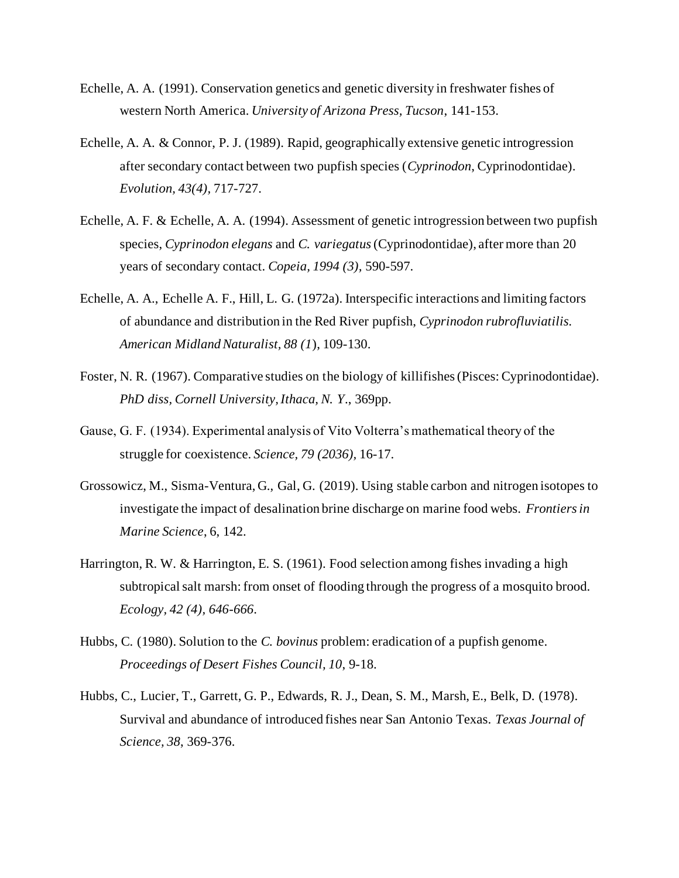Echelle, A. A. (1991). Conservation genetics and genetic diversity in freshwater fishes of western North America. *University of Arizona Press, Tucson*, 141-153.

Echelle, A. A. & Connor, P. J. (1989). Rapid, geographically extensive genetic introgression after secondary contact between two pupfish species (*Cyprinodon*, Cyprinodontidae). *Evolution, 43(4)*, 717-727.

Echelle, A. F. & Echelle, A. A. (1994). Assessment of genetic introgression between two pupfish species, *Cyprinodon elegans* and *C. variegatus* (Cyprinodontidae), after more than 20 years of secondary contact. *Copeia, 1994 (3)*, 590-597.

Echelle, A. A., Echelle A. F., Hill, L. G. (1972a). Interspecific interactions and limiting factors of abundance and distribution in the Red River pupfish, *Cyprinodon rubrofluviatilis. American Midland Naturalist, 88 (1*), 109-130.

Foster, N. R. (1967). Comparative studies on the biology of killifishes (Pisces: Cyprinodontidae). *PhD diss, Cornell University, Ithaca, N. Y*., 369pp.

Gause, G. F. (1934). Experimental analysis of Vito Volterra's mathematical theory of the struggle for coexistence. *Science, 79 (2036)*, 16-17.

Grossowicz, M., Sisma-Ventura, G., Gal, G. (2019). Using stable carbon and nitrogen isotopes to investigate the impact of desalination brine discharge on marine food webs. *Frontiers in Marine Science*, 6, 142.

Harrington, R. W. & Harrington, E. S. (1961). Food selection among fishes invading a high subtropical salt marsh: from onset of flooding through the progress of a mosquito brood. *Ecology, 42 (4), 646-666*.

Hubbs, C. (1980). Solution to the *C. bovinus* problem: eradication of a pupfish genome. *Proceedings of Desert Fishes Council, 10*, 9-18.

Hubbs, C., Lucier, T., Garrett, G. P., Edwards, R. J., Dean, S. M., Marsh, E., Belk, D. (1978). Survival and abundance of introduced fishes near San Antonio Texas. *Texas Journal of Science, 38*, 369-376.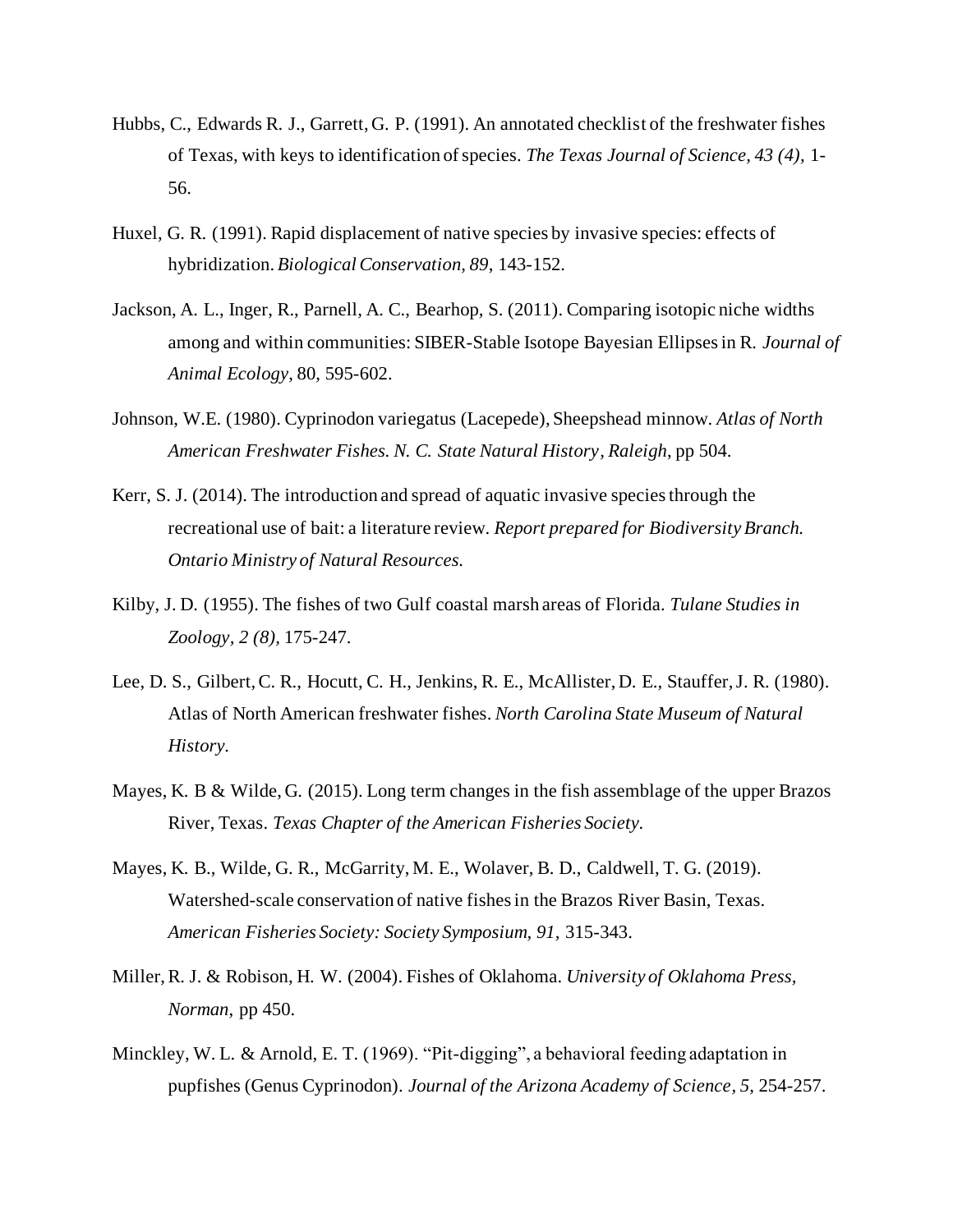Hubbs, C., Edwards R. J., Garrett, G. P. (1991). An annotated checklist of the freshwater fishes of Texas, with keys to identification of species. *The Texas Journal of Science, 43 (4),* 1-56.

Huxel, G. R. (1991). Rapid displacement of native species by invasive species: effects of hybridization. *Biological Conservation, 89*, 143-152.

Jackson, A. L., Inger, R., Parnell, A. C., Bearhop, S. (2011). Comparing isotopic niche widths among and within communities: SIBER-Stable Isotope Bayesian Ellipses in R. *Journal of Animal Ecology*, 80, 595-602.

Johnson, W.E. (1980). Cyprinodon variegatus (Lacepede), Sheepshead minnow. *Atlas of North American Freshwater Fishes. N. C. State Natural History, Raleigh*, pp 504.

Kerr, S. J. (2014). The introduction and spread of aquatic invasive species through the recreational use of bait: a literature review. *Report prepared for Biodiversity Branch. Ontario Ministry of Natural Resources.*

Kilby, J. D. (1955). The fishes of two Gulf coastal marsh areas of Florida. *Tulane Studies in Zoology, 2 (8),* 175-247.

Lee, D. S., Gilbert, C. R., Hocutt, C. H., Jenkins, R. E., McAllister, D. E., Stauffer, J. R. (1980). Atlas of North American freshwater fishes. *North Carolina State Museum of Natural History.*

Mayes, K. B & Wilde, G. (2015). Long term changes in the fish assemblage of the upper Brazos River, Texas. *Texas Chapter of the American Fisheries Society.*

Mayes, K. B., Wilde, G. R., McGarrity, M. E., Wolaver, B. D., Caldwell, T. G. (2019). Watershed-scale conservation of native fishes in the Brazos River Basin, Texas. *American Fisheries Society: Society Symposium, 91,* 315-343.

Miller, R. J. & Robison, H. W. (2004). Fishes of Oklahoma. *University of Oklahoma Press, Norman*, pp 450.

Minckley, W. L. & Arnold, E. T. (1969). "Pit-digging", a behavioral feeding adaptation in pupfishes (Genus Cyprinodon). *Journal of the Arizona Academy of Science, 5*, 254-257.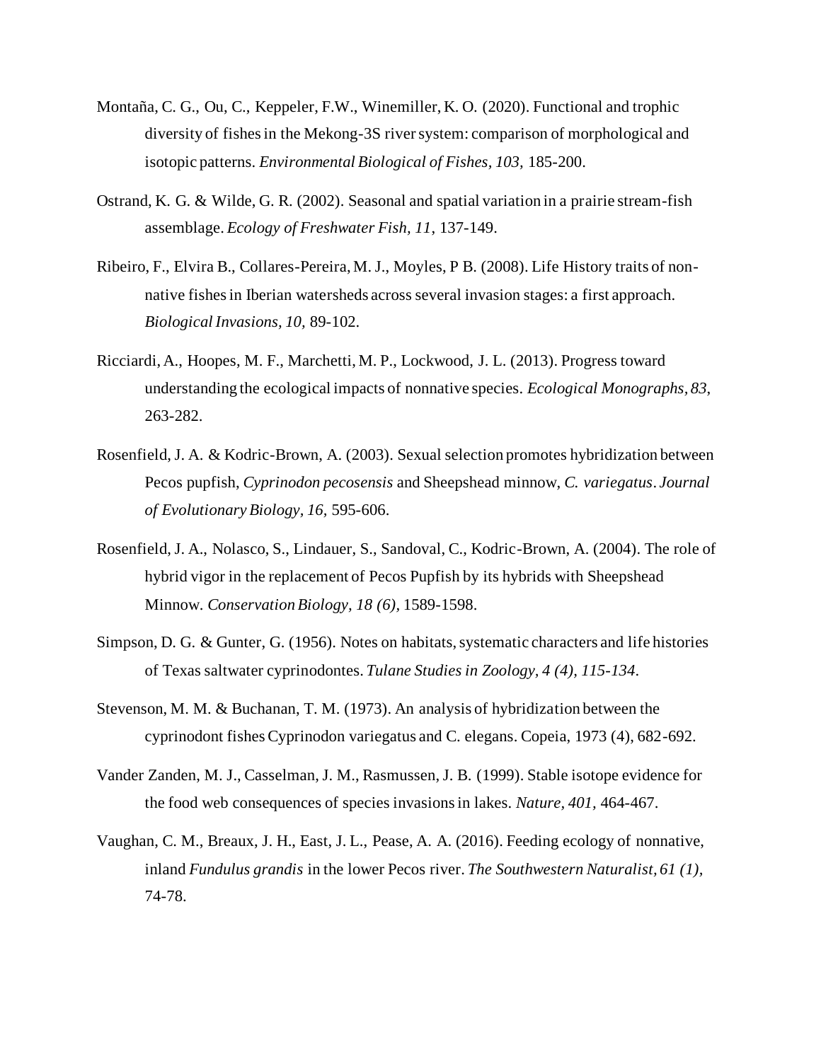Montaña, C. G., Ou, C., Keppeler, F.W., Winemiller, K. O. (2020). Functional and trophic diversity of fishes in the Mekong-3S river system: comparison of morphological and isotopic patterns. *Environmental Biological of Fishes, 103,* 185-200.

Ostrand, K. G. & Wilde, G. R. (2002). Seasonal and spatial variation in a prairie stream-fish assemblage. *Ecology of Freshwater Fish, 11*, 137-149.

Ribeiro, F., Elvira B., Collares-Pereira, M. J., Moyles, P B. (2008). Life History traits of non-native fishes in Iberian watersheds across several invasion stages: a first approach. *Biological Invasions, 10,* 89-102.

Ricciardi, A., Hoopes, M. F., Marchetti, M. P., Lockwood, J. L. (2013). Progress toward understanding the ecological impacts of nonnative species. *Ecological Monographs, 83*, 263-282.

Rosenfield, J. A. & Kodric-Brown, A. (2003). Sexual selection promotes hybridization between Pecos pupfish, *Cyprinodon pecosensis* and Sheepshead minnow, *C. variegatus*. *Journal of Evolutionary Biology, 16*, 595-606.

Rosenfield, J. A., Nolasco, S., Lindauer, S., Sandoval, C., Kodric-Brown, A. (2004). The role of hybrid vigor in the replacement of Pecos Pupfish by its hybrids with Sheepshead Minnow. *Conservation Biology, 18 (6)*, 1589-1598.

Simpson, D. G. & Gunter, G. (1956). Notes on habitats, systematic characters and life histories of Texas saltwater cyprinodontes. *Tulane Studies in Zoology, 4 (4), 115-134*.

Stevenson, M. M. & Buchanan, T. M. (1973). An analysis of hybridization between the cyprinodont fishes Cyprinodon variegatus and C. elegans. Copeia, 1973 (4), 682-692.

Vander Zanden, M. J., Casselman, J. M., Rasmussen, J. B. (1999). Stable isotope evidence for the food web consequences of species invasions in lakes. *Nature, 401,* 464-467.

Vaughan, C. M., Breaux, J. H., East, J. L., Pease, A. A. (2016). Feeding ecology of nonnative, inland *Fundulus grandis* in the lower Pecos river. *The Southwestern Naturalist, 61 (1),* 74-78.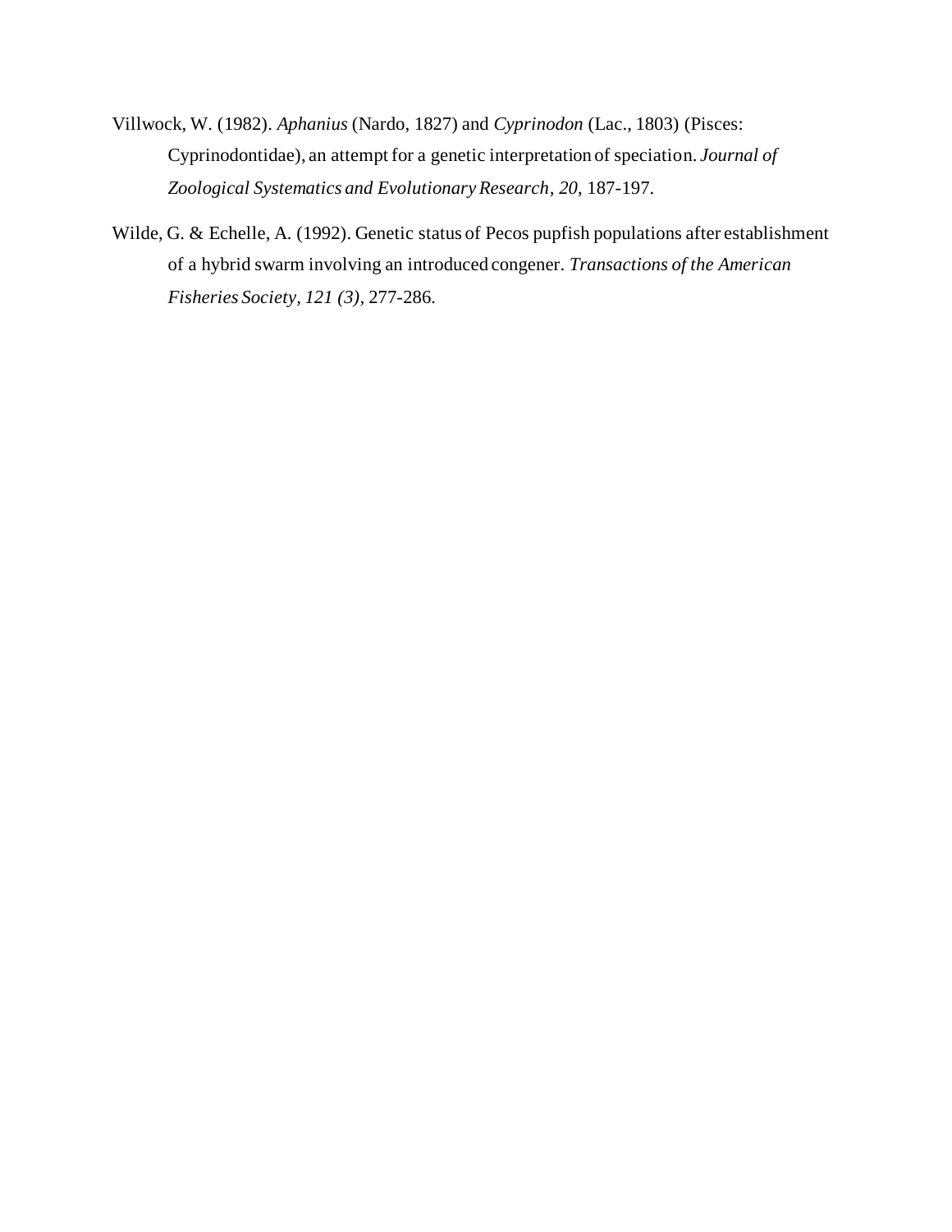Villwock, W. (1982). *Aphanius* (Nardo, 1827) and *Cyprinodon* (Lac., 1803) (Pisces: Cyprinodontidae), an attempt for a genetic interpretation of speciation. *Journal of Zoological Systematics and Evolutionary Research*, *20*, 187-197.

Wilde, G. & Echelle, A. (1992). Genetic status of Pecos pupfish populations after establishment of a hybrid swarm involving an introduced congener. *Transactions of the American Fisheries Society*, *121 (3),* 277-286.